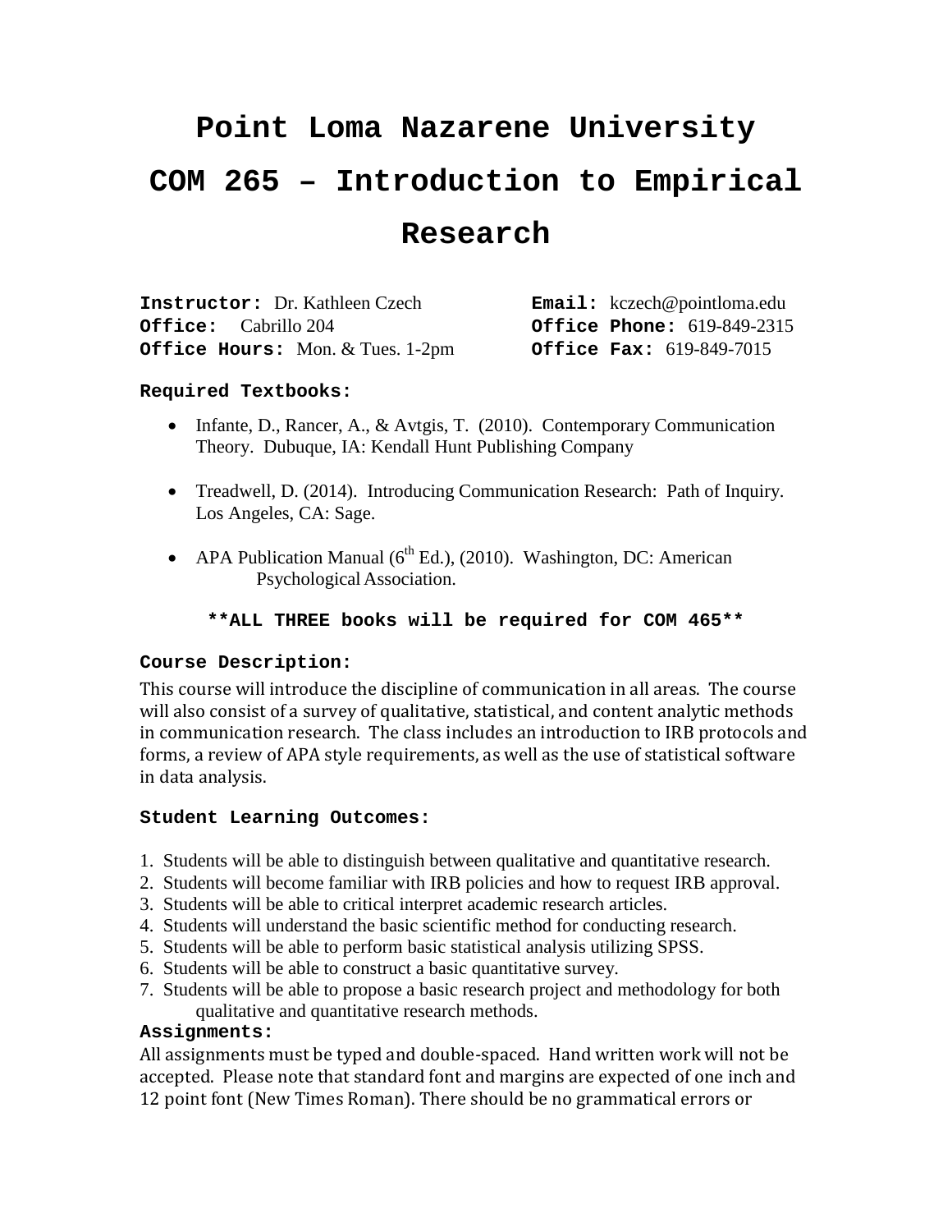# Point Loma Nazarene University

# COM 265 – Introduction to Empirical Research

**Instructor:** Dr. Kathleen Czech
**Office:** Cabrillo 204
**Office Hours:** Mon. & Tues. 1-2pm

**Email:** kczech@pointloma.edu
**Office Phone:** 619-849-2315
**Office Fax:** 619-849-7015

**Required Textbooks:**

- Infante, D., Rancer, A., & Avtgis, T. (2010). Contemporary Communication Theory. Dubuque, IA: Kendall Hunt Publishing Company
- Treadwell, D. (2014). Introducing Communication Research: Path of Inquiry. Los Angeles, CA: Sage.
- APA Publication Manual (6th Ed.), (2010). Washington, DC: American Psychological Association.

**\*\*ALL THREE books will be required for COM 465\*\***

**Course Description:**

This course will introduce the discipline of communication in all areas. The course will also consist of a survey of qualitative, statistical, and content analytic methods in communication research. The class includes an introduction to IRB protocols and forms, a review of APA style requirements, as well as the use of statistical software in data analysis.

**Student Learning Outcomes:**

1. Students will be able to distinguish between qualitative and quantitative research.
2. Students will become familiar with IRB policies and how to request IRB approval.
3. Students will be able to critical interpret academic research articles.
4. Students will understand the basic scientific method for conducting research.
5. Students will be able to perform basic statistical analysis utilizing SPSS.
6. Students will be able to construct a basic quantitative survey.
7. Students will be able to propose a basic research project and methodology for both qualitative and quantitative research methods.

**Assignments:**

All assignments must be typed and double-spaced. Hand written work will not be accepted. Please note that standard font and margins are expected of one inch and 12 point font (New Times Roman). There should be no grammatical errors or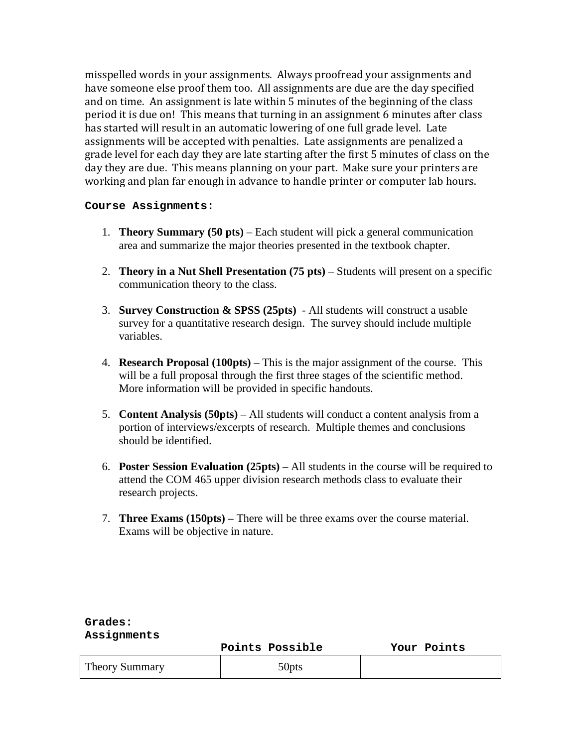misspelled words in your assignments. Always proofread your assignments and have someone else proof them too. All assignments are due are the day specified and on time. An assignment is late within 5 minutes of the beginning of the class period it is due on! This means that turning in an assignment 6 minutes after class has started will result in an automatic lowering of one full grade level. Late assignments will be accepted with penalties. Late assignments are penalized a grade level for each day they are late starting after the first 5 minutes of class on the day they are due. This means planning on your part. Make sure your printers are working and plan far enough in advance to handle printer or computer lab hours.

**Course Assignments:**

1. **Theory Summary (50 pts)** – Each student will pick a general communication area and summarize the major theories presented in the textbook chapter.

2. **Theory in a Nut Shell Presentation (75 pts)** – Students will present on a specific communication theory to the class.

3. **Survey Construction & SPSS (25pts)** - All students will construct a usable survey for a quantitative research design. The survey should include multiple variables.

4. **Research Proposal (100pts)** – This is the major assignment of the course. This will be a full proposal through the first three stages of the scientific method. More information will be provided in specific handouts.

5. **Content Analysis (50pts)** – All students will conduct a content analysis from a portion of interviews/excerpts of research. Multiple themes and conclusions should be identified.

6. **Poster Session Evaluation (25pts)** – All students in the course will be required to attend the COM 465 upper division research methods class to evaluate their research projects.

7. **Three Exams (150pts) –** There will be three exams over the course material. Exams will be objective in nature.

**Grades:**
**Assignments**

| | Points Possible | Your Points |
|---|---|---|
| Theory Summary | 50pts | |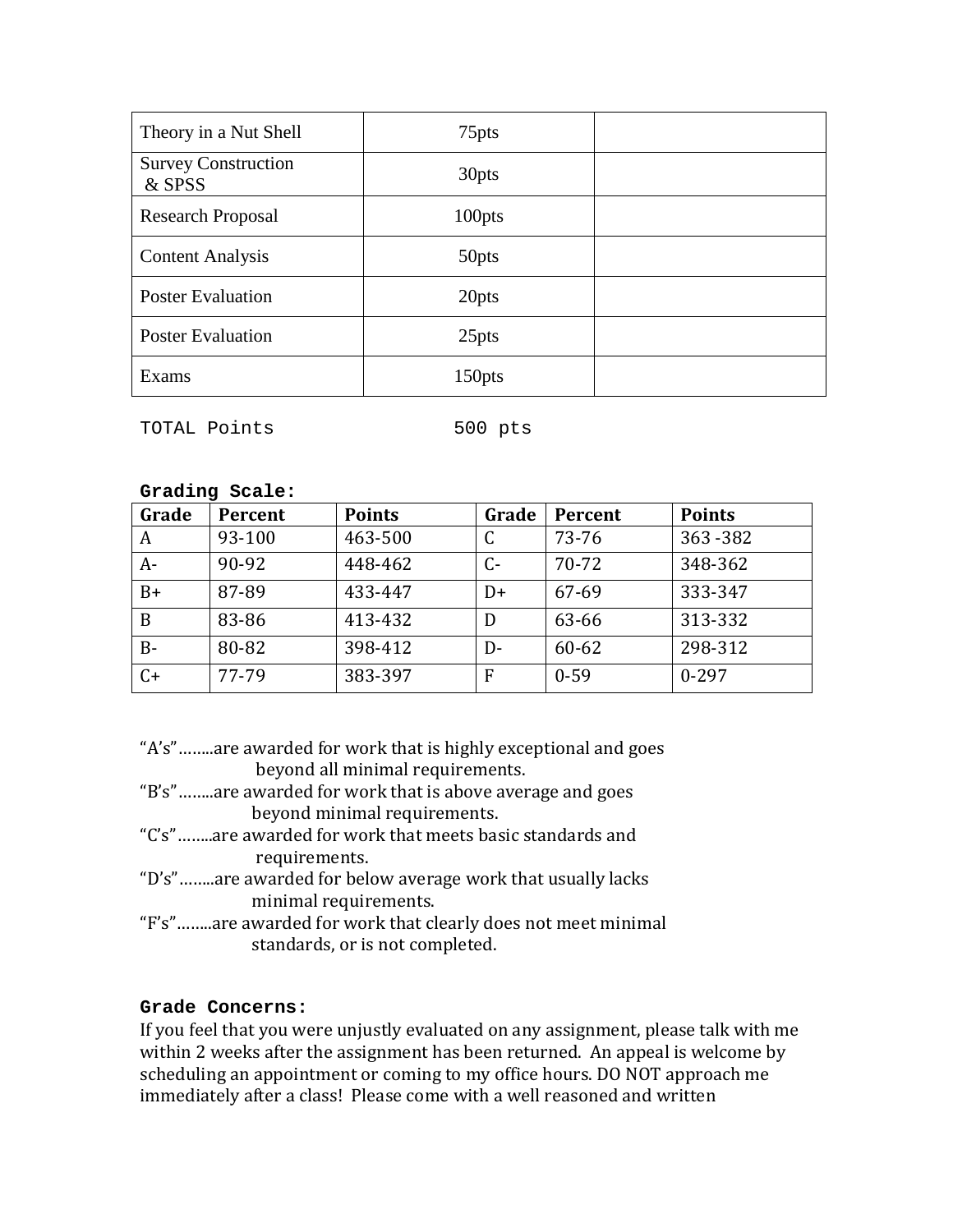| Theory in a Nut Shell | 75pts | |
|---|---|---|
| Survey Construction & SPSS | 30pts | |
| Research Proposal | 100pts | |
| Content Analysis | 50pts | |
| Poster Evaluation | 20pts | |
| Poster Evaluation | 25pts | |
| Exams | 150pts | |

TOTAL Points 500 pts

**Grading Scale:**

| Grade | Percent | Points | Grade | Percent | Points |
|---|---|---|---|---|---|
| A | 93-100 | 463-500 | C | 73-76 | 363 -382 |
| A- | 90-92 | 448-462 | C- | 70-72 | 348-362 |
| B+ | 87-89 | 433-447 | D+ | 67-69 | 333-347 |
| B | 83-86 | 413-432 | D | 63-66 | 313-332 |
| B- | 80-82 | 398-412 | D- | 60-62 | 298-312 |
| C+ | 77-79 | 383-397 | F | 0-59 | 0-297 |

"A's"……..are awarded for work that is highly exceptional and goes beyond all minimal requirements.
"B's"……..are awarded for work that is above average and goes beyond minimal requirements.
"C's"……..are awarded for work that meets basic standards and requirements.
"D's"……..are awarded for below average work that usually lacks minimal requirements.
"F's"……..are awarded for work that clearly does not meet minimal standards, or is not completed.

**Grade Concerns:**

If you feel that you were unjustly evaluated on any assignment, please talk with me within 2 weeks after the assignment has been returned. An appeal is welcome by scheduling an appointment or coming to my office hours. DO NOT approach me immediately after a class! Please come with a well reasoned and written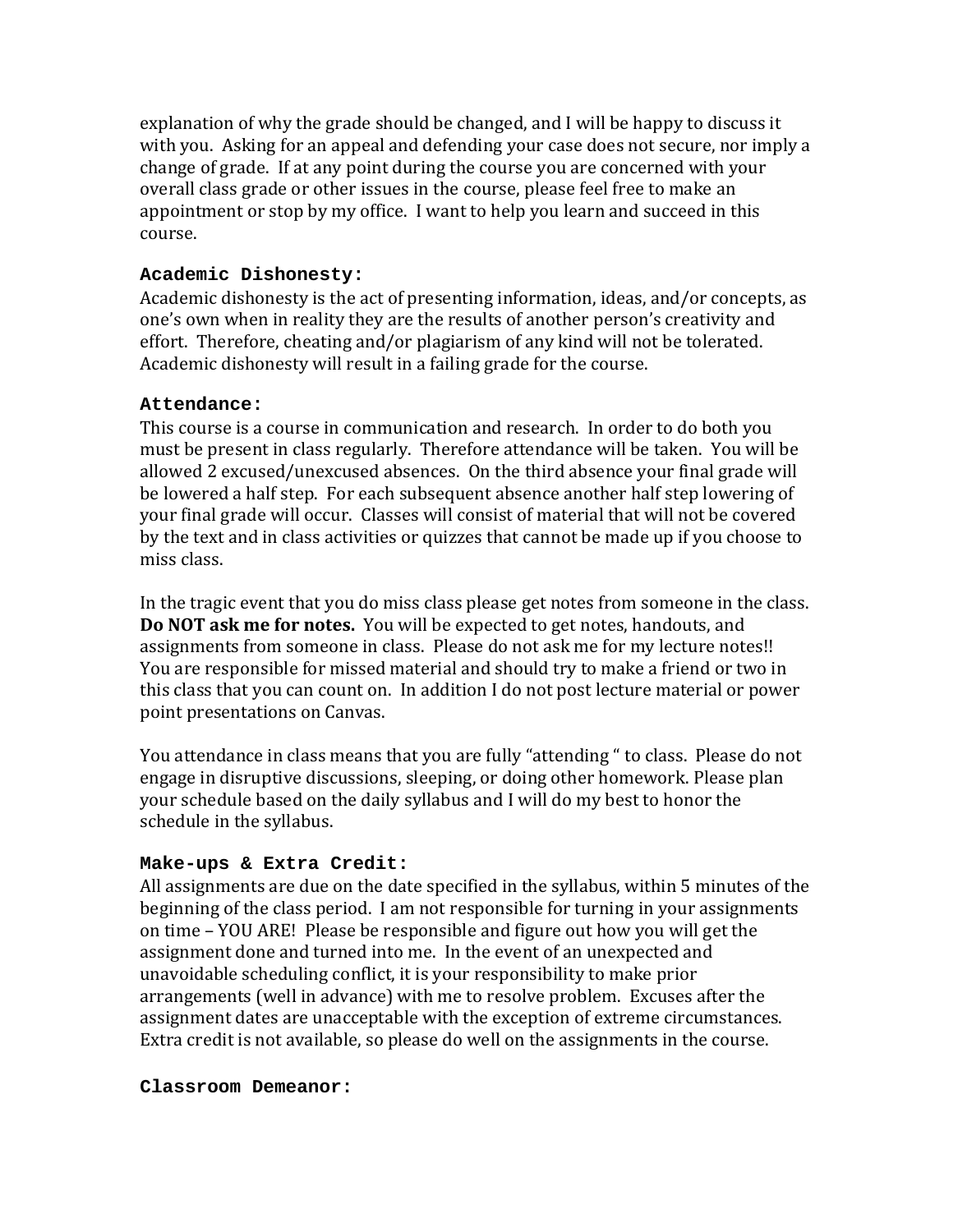explanation of why the grade should be changed, and I will be happy to discuss it with you. Asking for an appeal and defending your case does not secure, nor imply a change of grade. If at any point during the course you are concerned with your overall class grade or other issues in the course, please feel free to make an appointment or stop by my office. I want to help you learn and succeed in this course.

### Academic Dishonesty:

Academic dishonesty is the act of presenting information, ideas, and/or concepts, as one's own when in reality they are the results of another person's creativity and effort. Therefore, cheating and/or plagiarism of any kind will not be tolerated. Academic dishonesty will result in a failing grade for the course.

### Attendance:

This course is a course in communication and research. In order to do both you must be present in class regularly. Therefore attendance will be taken. You will be allowed 2 excused/unexcused absences. On the third absence your final grade will be lowered a half step. For each subsequent absence another half step lowering of your final grade will occur. Classes will consist of material that will not be covered by the text and in class activities or quizzes that cannot be made up if you choose to miss class.

In the tragic event that you do miss class please get notes from someone in the class. **Do NOT ask me for notes.** You will be expected to get notes, handouts, and assignments from someone in class. Please do not ask me for my lecture notes!! You are responsible for missed material and should try to make a friend or two in this class that you can count on. In addition I do not post lecture material or power point presentations on Canvas.

You attendance in class means that you are fully "attending " to class. Please do not engage in disruptive discussions, sleeping, or doing other homework. Please plan your schedule based on the daily syllabus and I will do my best to honor the schedule in the syllabus.

### Make-ups & Extra Credit:

All assignments are due on the date specified in the syllabus, within 5 minutes of the beginning of the class period. I am not responsible for turning in your assignments on time – YOU ARE! Please be responsible and figure out how you will get the assignment done and turned into me. In the event of an unexpected and unavoidable scheduling conflict, it is your responsibility to make prior arrangements (well in advance) with me to resolve problem. Excuses after the assignment dates are unacceptable with the exception of extreme circumstances. Extra credit is not available, so please do well on the assignments in the course.

### Classroom Demeanor: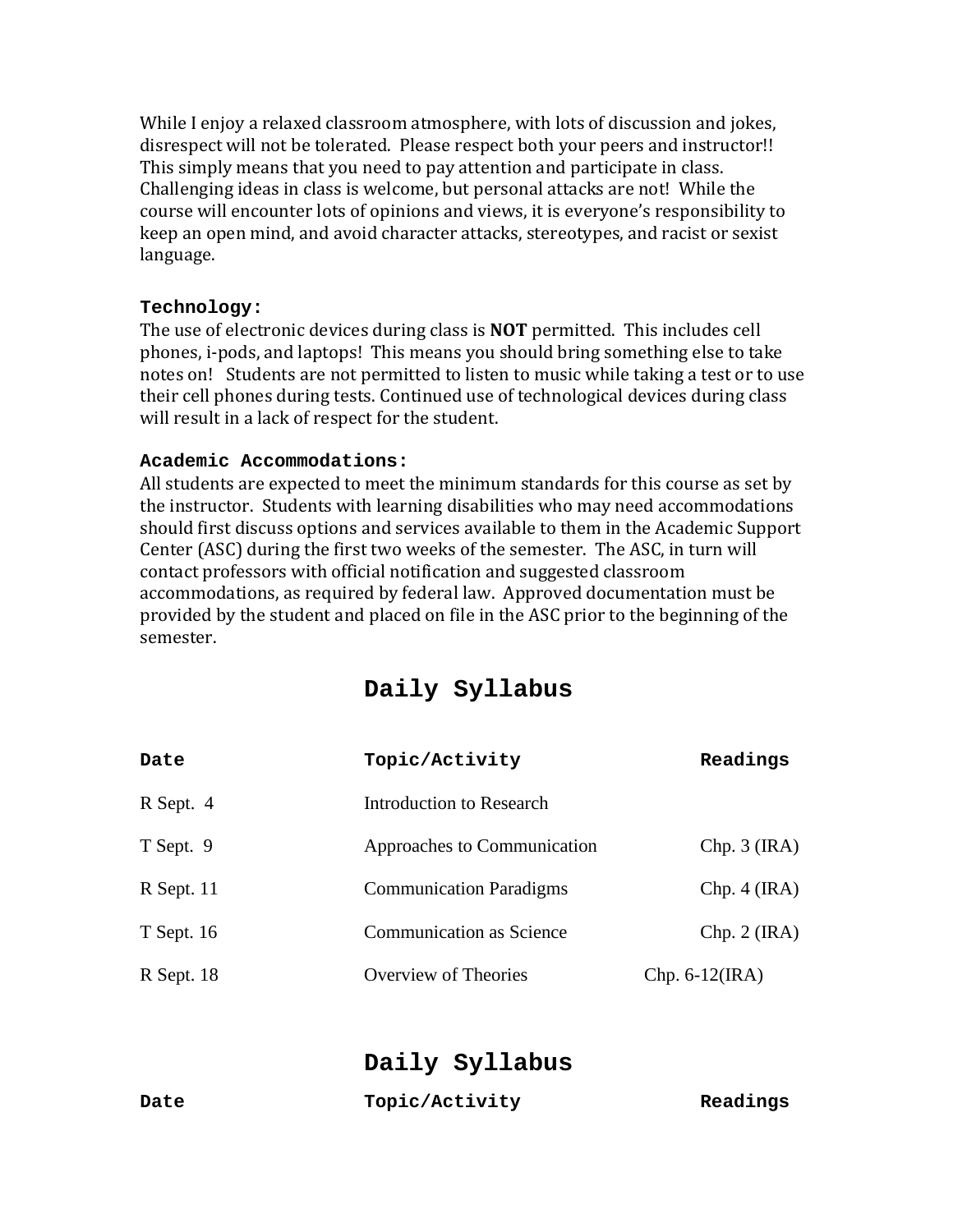While I enjoy a relaxed classroom atmosphere, with lots of discussion and jokes, disrespect will not be tolerated. Please respect both your peers and instructor!! This simply means that you need to pay attention and participate in class. Challenging ideas in class is welcome, but personal attacks are not! While the course will encounter lots of opinions and views, it is everyone's responsibility to keep an open mind, and avoid character attacks, stereotypes, and racist or sexist language.

### Technology:

The use of electronic devices during class is **NOT** permitted. This includes cell phones, i-pods, and laptops! This means you should bring something else to take notes on! Students are not permitted to listen to music while taking a test or to use their cell phones during tests. Continued use of technological devices during class will result in a lack of respect for the student.

### Academic Accommodations:

All students are expected to meet the minimum standards for this course as set by the instructor. Students with learning disabilities who may need accommodations should first discuss options and services available to them in the Academic Support Center (ASC) during the first two weeks of the semester. The ASC, in turn will contact professors with official notification and suggested classroom accommodations, as required by federal law. Approved documentation must be provided by the student and placed on file in the ASC prior to the beginning of the semester.

## Daily Syllabus

| Date | Topic/Activity | Readings |
|---|---|---|
| R Sept. 4 | Introduction to Research | |
| T Sept. 9 | Approaches to Communication | Chp. 3 (IRA) |
| R Sept. 11 | Communication Paradigms | Chp. 4 (IRA) |
| T Sept. 16 | Communication as Science | Chp. 2 (IRA) |
| R Sept. 18 | Overview of Theories | Chp. 6-12(IRA) |

## Daily Syllabus

| Date | Topic/Activity | Readings |
|---|---|---|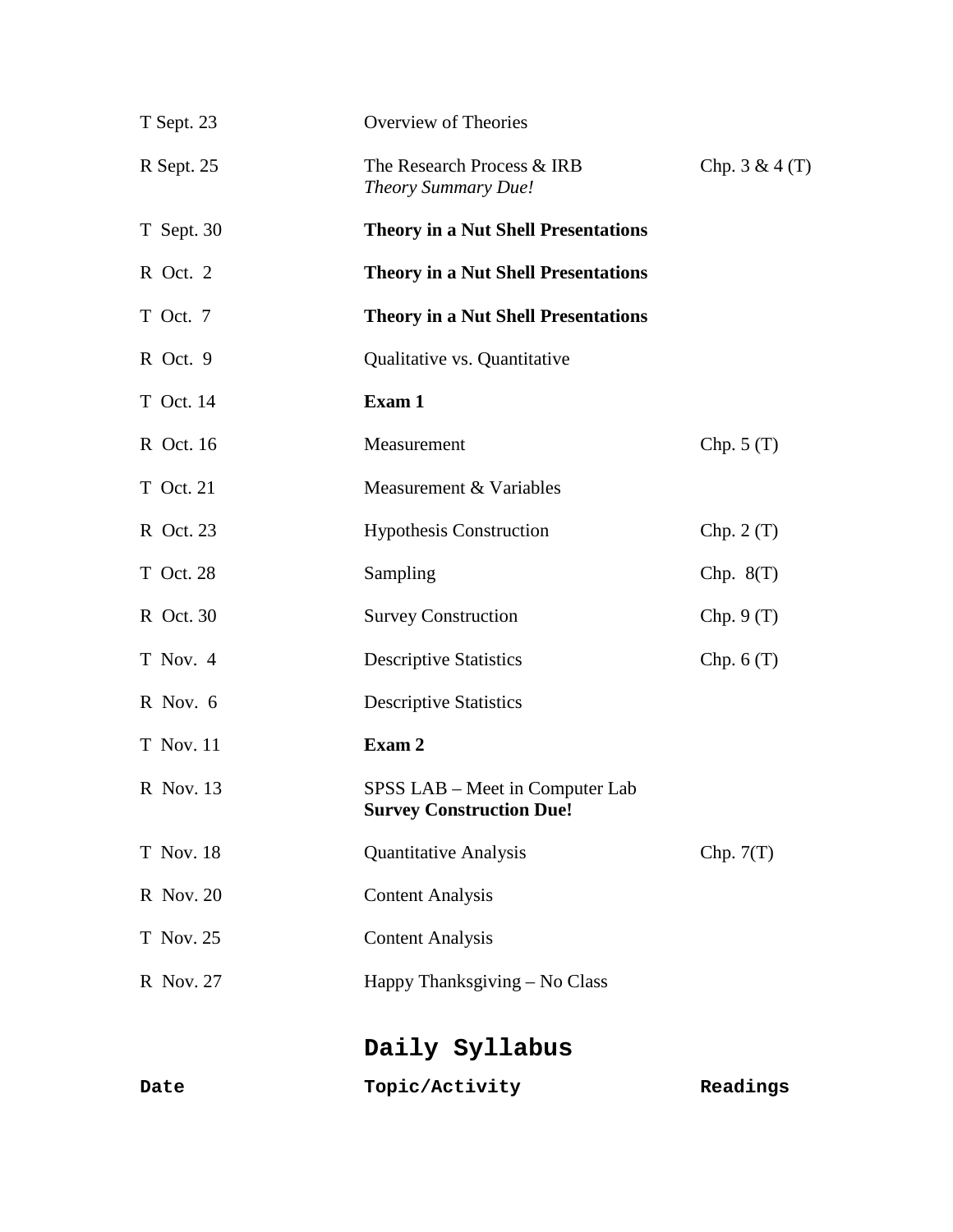| | | |
|---|---|---|
| T Sept. 23 | Overview of Theories | |
| R Sept. 25 | The Research Process & IRB<br>*Theory Summary Due!* | Chp. 3 & 4 (T) |
| T Sept. 30 | **Theory in a Nut Shell Presentations** | |
| R Oct. 2 | **Theory in a Nut Shell Presentations** | |
| T Oct. 7 | **Theory in a Nut Shell Presentations** | |
| R Oct. 9 | Qualitative vs. Quantitative | |
| T Oct. 14 | **Exam 1** | |
| R Oct. 16 | Measurement | Chp. 5 (T) |
| T Oct. 21 | Measurement & Variables | |
| R Oct. 23 | Hypothesis Construction | Chp. 2 (T) |
| T Oct. 28 | Sampling | Chp. 8(T) |
| R Oct. 30 | Survey Construction | Chp. 9 (T) |
| T Nov. 4 | Descriptive Statistics | Chp. 6 (T) |
| R Nov. 6 | Descriptive Statistics | |
| T Nov. 11 | **Exam 2** | |
| R Nov. 13 | SPSS LAB – Meet in Computer Lab<br>**Survey Construction Due!** | |
| T Nov. 18 | Quantitative Analysis | Chp. 7(T) |
| R Nov. 20 | Content Analysis | |
| T Nov. 25 | Content Analysis | |
| R Nov. 27 | Happy Thanksgiving – No Class | |

## Daily Syllabus

| Date | Topic/Activity | Readings |
|---|---|---|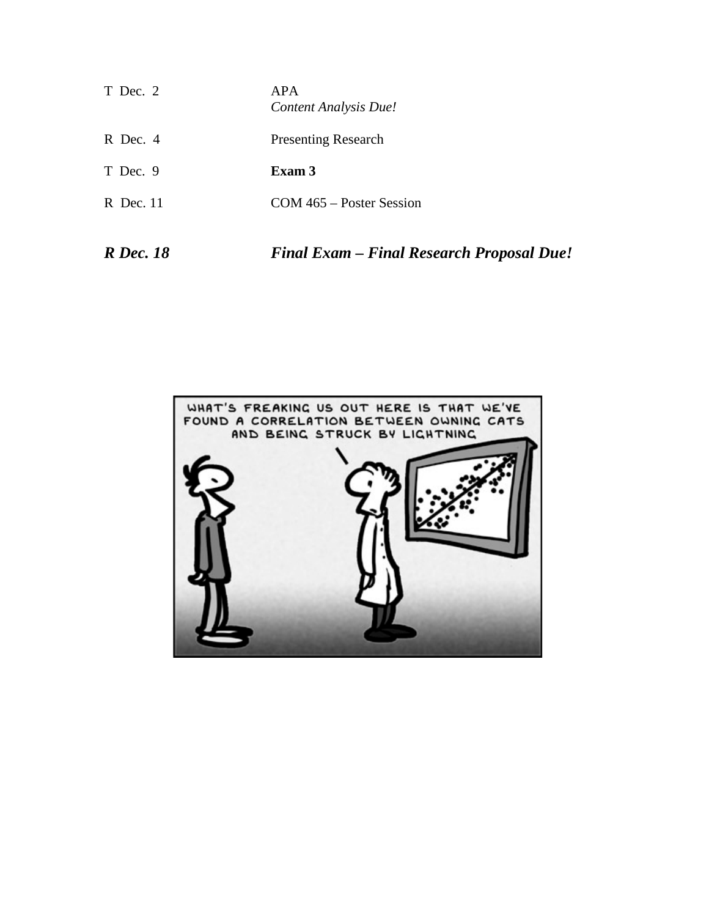| | |
|---|---|
| T Dec. 2 | APA<br>*Content Analysis Due!* |
| R Dec. 4 | Presenting Research |
| T Dec. 9 | **Exam 3** |
| R Dec. 11 | COM 465 – Poster Session |
| ***R Dec. 18*** | ***Final Exam – Final Research Proposal Due!*** |